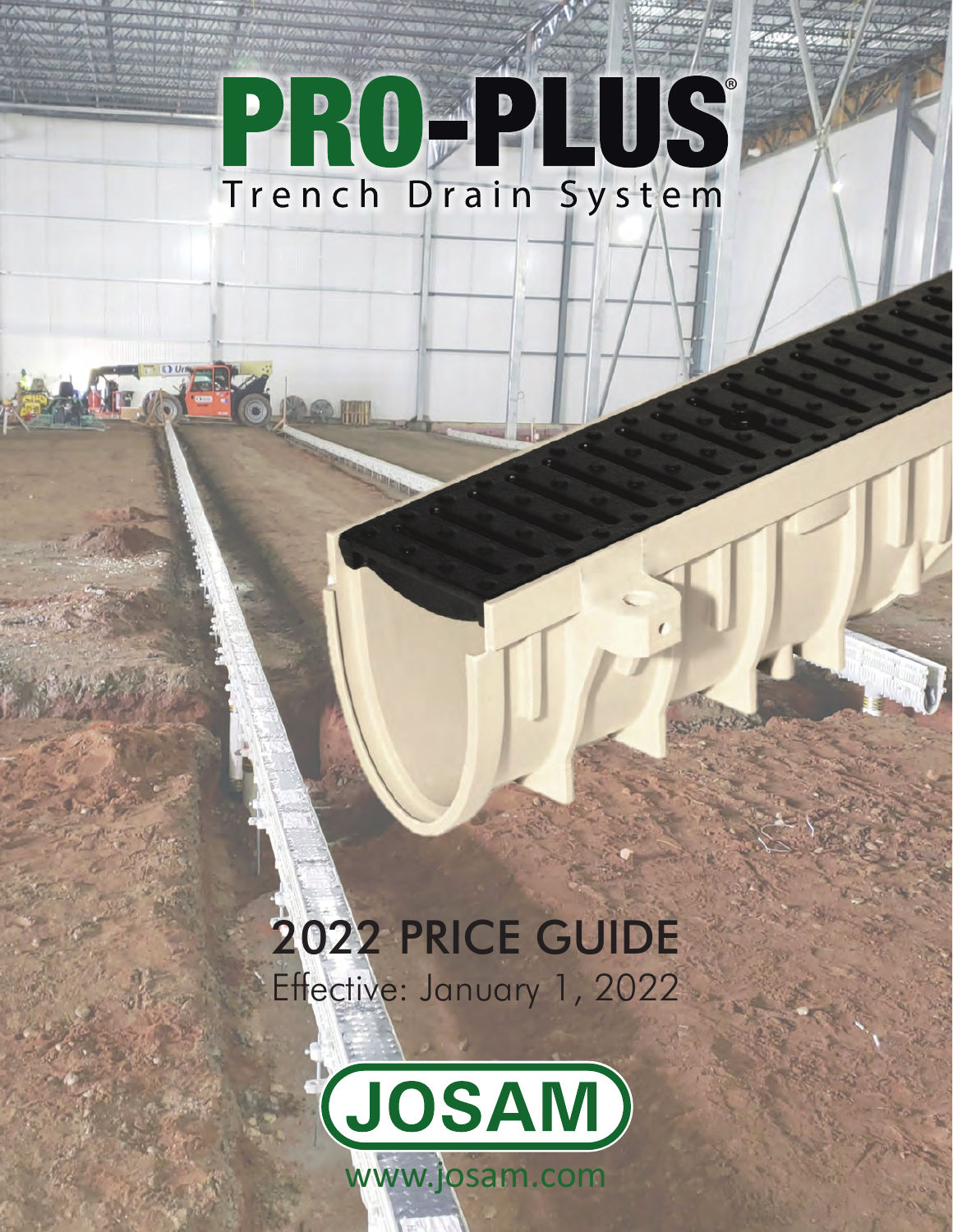# PRO-PLUS®

## Trench Drain System

## 2022 PRICE GUIDE

Effective: January 1, 2022

JOSAM

www.josam.com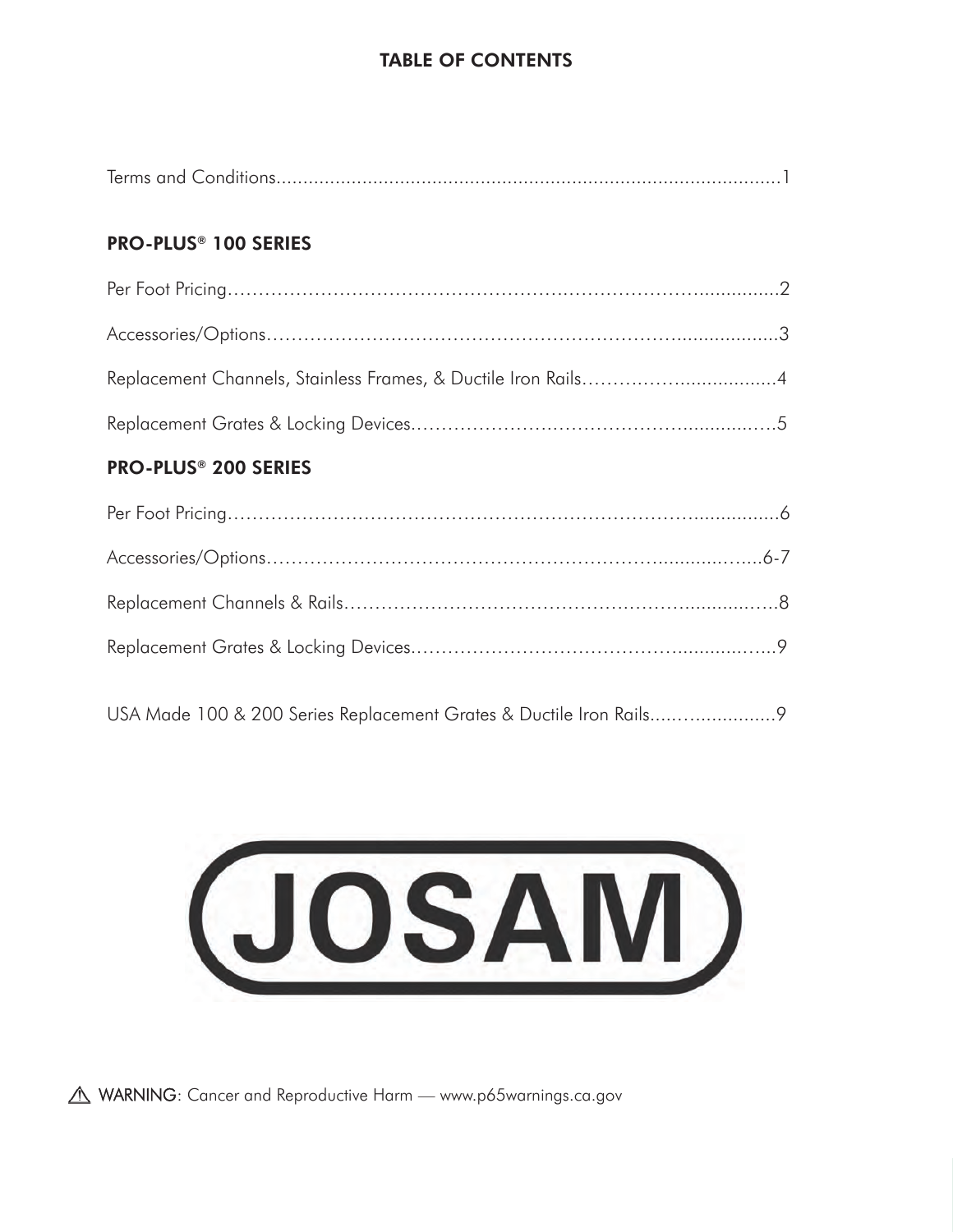# TABLE OF CONTENTS

Terms and Conditions....1

## PRO-PLUS® 100 SERIES

Per Foot Pricing....2

Accessories/Options....3

Replacement Channels, Stainless Frames, & Ductile Iron Rails....4

Replacement Grates & Locking Devices....5

## PRO-PLUS® 200 SERIES

Per Foot Pricing....6

Accessories/Options....6-7

Replacement Channels & Rails....8

Replacement Grates & Locking Devices....9

USA Made 100 & 200 Series Replacement Grates & Ductile Iron Rails....9

JOSAM

⚠ WARNING: Cancer and Reproductive Harm — www.p65warnings.ca.gov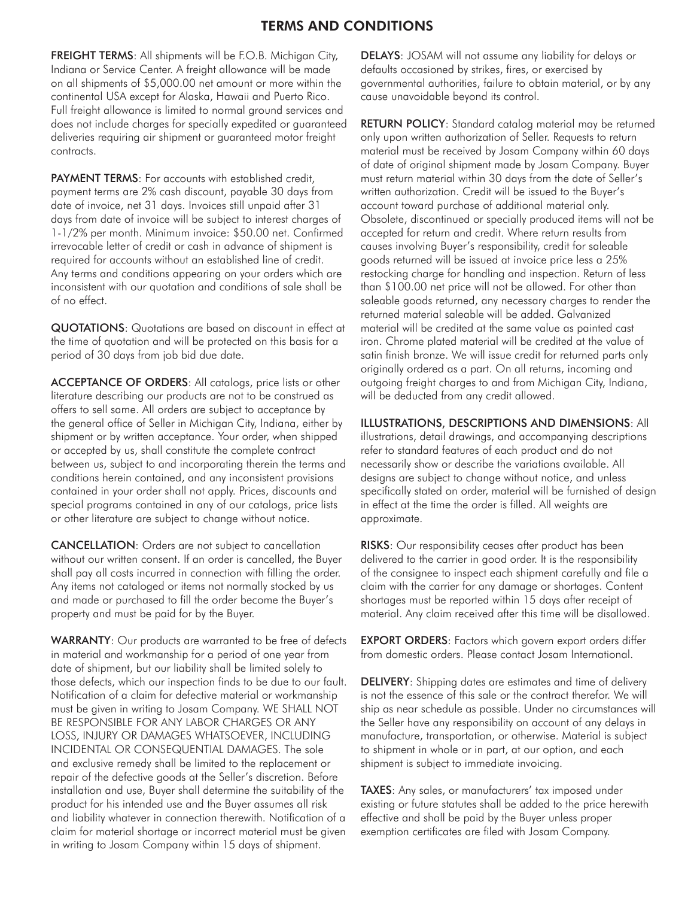# TERMS AND CONDITIONS

**FREIGHT TERMS**: All shipments will be F.O.B. Michigan City, Indiana or Service Center. A freight allowance will be made on all shipments of $5,000.00 net amount or more within the continental USA except for Alaska, Hawaii and Puerto Rico. Full freight allowance is limited to normal ground services and does not include charges for specially expedited or guaranteed deliveries requiring air shipment or guaranteed motor freight contracts.

**PAYMENT TERMS**: For accounts with established credit, payment terms are 2% cash discount, payable 30 days from date of invoice, net 31 days. Invoices still unpaid after 31 days from date of invoice will be subject to interest charges of 1-1/2% per month. Minimum invoice: $50.00 net. Confirmed irrevocable letter of credit or cash in advance of shipment is required for accounts without an established line of credit. Any terms and conditions appearing on your orders which are inconsistent with our quotation and conditions of sale shall be of no effect.

**QUOTATIONS**: Quotations are based on discount in effect at the time of quotation and will be protected on this basis for a period of 30 days from job bid due date.

**ACCEPTANCE OF ORDERS**: All catalogs, price lists or other literature describing our products are not to be construed as offers to sell same. All orders are subject to acceptance by the general office of Seller in Michigan City, Indiana, either by shipment or by written acceptance. Your order, when shipped or accepted by us, shall constitute the complete contract between us, subject to and incorporating therein the terms and conditions herein contained, and any inconsistent provisions contained in your order shall not apply. Prices, discounts and special programs contained in any of our catalogs, price lists or other literature are subject to change without notice.

**CANCELLATION**: Orders are not subject to cancellation without our written consent. If an order is cancelled, the Buyer shall pay all costs incurred in connection with filling the order. Any items not cataloged or items not normally stocked by us and made or purchased to fill the order become the Buyer's property and must be paid for by the Buyer.

**WARRANTY**: Our products are warranted to be free of defects in material and workmanship for a period of one year from date of shipment, but our liability shall be limited solely to those defects, which our inspection finds to be due to our fault. Notification of a claim for defective material or workmanship must be given in writing to Josam Company. WE SHALL NOT BE RESPONSIBLE FOR ANY LABOR CHARGES OR ANY LOSS, INJURY OR DAMAGES WHATSOEVER, INCLUDING INCIDENTAL OR CONSEQUENTIAL DAMAGES. The sole and exclusive remedy shall be limited to the replacement or repair of the defective goods at the Seller's discretion. Before installation and use, Buyer shall determine the suitability of the product for his intended use and the Buyer assumes all risk and liability whatever in connection therewith. Notification of a claim for material shortage or incorrect material must be given in writing to Josam Company within 15 days of shipment.

**DELAYS**: JOSAM will not assume any liability for delays or defaults occasioned by strikes, fires, or exercised by governmental authorities, failure to obtain material, or by any cause unavoidable beyond its control.

**RETURN POLICY**: Standard catalog material may be returned only upon written authorization of Seller. Requests to return material must be received by Josam Company within 60 days of date of original shipment made by Josam Company. Buyer must return material within 30 days from the date of Seller's written authorization. Credit will be issued to the Buyer's account toward purchase of additional material only. Obsolete, discontinued or specially produced items will not be accepted for return and credit. Where return results from causes involving Buyer's responsibility, credit for saleable goods returned will be issued at invoice price less a 25% restocking charge for handling and inspection. Return of less than $100.00 net price will not be allowed. For other than saleable goods returned, any necessary charges to render the returned material saleable will be added. Galvanized material will be credited at the same value as painted cast iron. Chrome plated material will be credited at the value of satin finish bronze. We will issue credit for returned parts only originally ordered as a part. On all returns, incoming and outgoing freight charges to and from Michigan City, Indiana, will be deducted from any credit allowed.

**ILLUSTRATIONS, DESCRIPTIONS AND DIMENSIONS**: All illustrations, detail drawings, and accompanying descriptions refer to standard features of each product and do not necessarily show or describe the variations available. All designs are subject to change without notice, and unless specifically stated on order, material will be furnished of design in effect at the time the order is filled. All weights are approximate.

**RISKS**: Our responsibility ceases after product has been delivered to the carrier in good order. It is the responsibility of the consignee to inspect each shipment carefully and file a claim with the carrier for any damage or shortages. Content shortages must be reported within 15 days after receipt of material. Any claim received after this time will be disallowed.

**EXPORT ORDERS**: Factors which govern export orders differ from domestic orders. Please contact Josam International.

**DELIVERY**: Shipping dates are estimates and time of delivery is not the essence of this sale or the contract therefor. We will ship as near schedule as possible. Under no circumstances will the Seller have any responsibility on account of any delays in manufacture, transportation, or otherwise. Material is subject to shipment in whole or in part, at our option, and each shipment is subject to immediate invoicing.

**TAXES**: Any sales, or manufacturers' tax imposed under existing or future statutes shall be added to the price herewith effective and shall be paid by the Buyer unless proper exemption certificates are filed with Josam Company.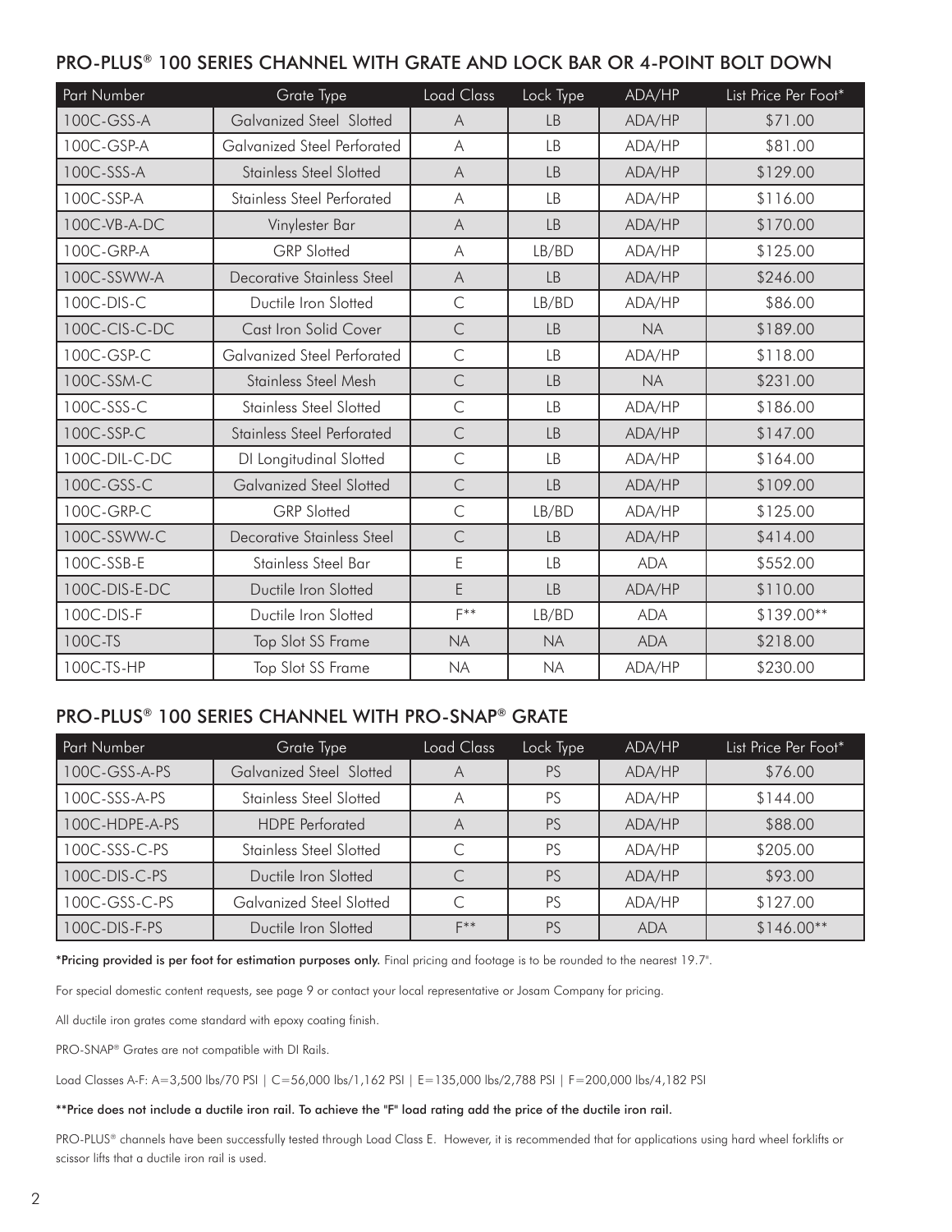## PRO-PLUS® 100 SERIES CHANNEL WITH GRATE AND LOCK BAR OR 4-POINT BOLT DOWN

| Part Number | Grate Type | Load Class | Lock Type | ADA/HP | List Price Per Foot* |
|---|---|---|---|---|---|
| 100C-GSS-A | Galvanized Steel Slotted | A | LB | ADA/HP | $71.00 |
| 100C-GSP-A | Galvanized Steel Perforated | A | LB | ADA/HP | $81.00 |
| 100C-SSS-A | Stainless Steel Slotted | A | LB | ADA/HP | $129.00 |
| 100C-SSP-A | Stainless Steel Perforated | A | LB | ADA/HP | $116.00 |
| 100C-VB-A-DC | Vinylester Bar | A | LB | ADA/HP | $170.00 |
| 100C-GRP-A | GRP Slotted | A | LB/BD | ADA/HP | $125.00 |
| 100C-SSWW-A | Decorative Stainless Steel | A | LB | ADA/HP | $246.00 |
| 100C-DIS-C | Ductile Iron Slotted | C | LB/BD | ADA/HP | $86.00 |
| 100C-CIS-C-DC | Cast Iron Solid Cover | C | LB | NA | $189.00 |
| 100C-GSP-C | Galvanized Steel Perforated | C | LB | ADA/HP | $118.00 |
| 100C-SSM-C | Stainless Steel Mesh | C | LB | NA | $231.00 |
| 100C-SSS-C | Stainless Steel Slotted | C | LB | ADA/HP | $186.00 |
| 100C-SSP-C | Stainless Steel Perforated | C | LB | ADA/HP | $147.00 |
| 100C-DIL-C-DC | DI Longitudinal Slotted | C | LB | ADA/HP | $164.00 |
| 100C-GSS-C | Galvanized Steel Slotted | C | LB | ADA/HP | $109.00 |
| 100C-GRP-C | GRP Slotted | C | LB/BD | ADA/HP | $125.00 |
| 100C-SSWW-C | Decorative Stainless Steel | C | LB | ADA/HP | $414.00 |
| 100C-SSB-E | Stainless Steel Bar | E | LB | ADA | $552.00 |
| 100C-DIS-E-DC | Ductile Iron Slotted | E | LB | ADA/HP | $110.00 |
| 100C-DIS-F | Ductile Iron Slotted | F** | LB/BD | ADA | $139.00** |
| 100C-TS | Top Slot SS Frame | NA | NA | ADA | $218.00 |
| 100C-TS-HP | Top Slot SS Frame | NA | NA | ADA/HP | $230.00 |

## PRO-PLUS® 100 SERIES CHANNEL WITH PRO-SNAP® GRATE

| Part Number | Grate Type | Load Class | Lock Type | ADA/HP | List Price Per Foot* |
|---|---|---|---|---|---|
| 100C-GSS-A-PS | Galvanized Steel Slotted | A | PS | ADA/HP | $76.00 |
| 100C-SSS-A-PS | Stainless Steel Slotted | A | PS | ADA/HP | $144.00 |
| 100C-HDPE-A-PS | HDPE Perforated | A | PS | ADA/HP | $88.00 |
| 100C-SSS-C-PS | Stainless Steel Slotted | C | PS | ADA/HP | $205.00 |
| 100C-DIS-C-PS | Ductile Iron Slotted | C | PS | ADA/HP | $93.00 |
| 100C-GSS-C-PS | Galvanized Steel Slotted | C | PS | ADA/HP | $127.00 |
| 100C-DIS-F-PS | Ductile Iron Slotted | F** | PS | ADA | $146.00** |

**\*Pricing provided is per foot for estimation purposes only.** Final pricing and footage is to be rounded to the nearest 19.7".

For special domestic content requests, see page 9 or contact your local representative or Josam Company for pricing.

All ductile iron grates come standard with epoxy coating finish.

PRO-SNAP® Grates are not compatible with DI Rails.

Load Classes A-F: A=3,500 lbs/70 PSI | C=56,000 lbs/1,162 PSI | E=135,000 lbs/2,788 PSI | F=200,000 lbs/4,182 PSI

**\*\*Price does not include a ductile iron rail. To achieve the "F" load rating add the price of the ductile iron rail.**

PRO-PLUS® channels have been successfully tested through Load Class E. However, it is recommended that for applications using hard wheel forklifts or scissor lifts that a ductile iron rail is used.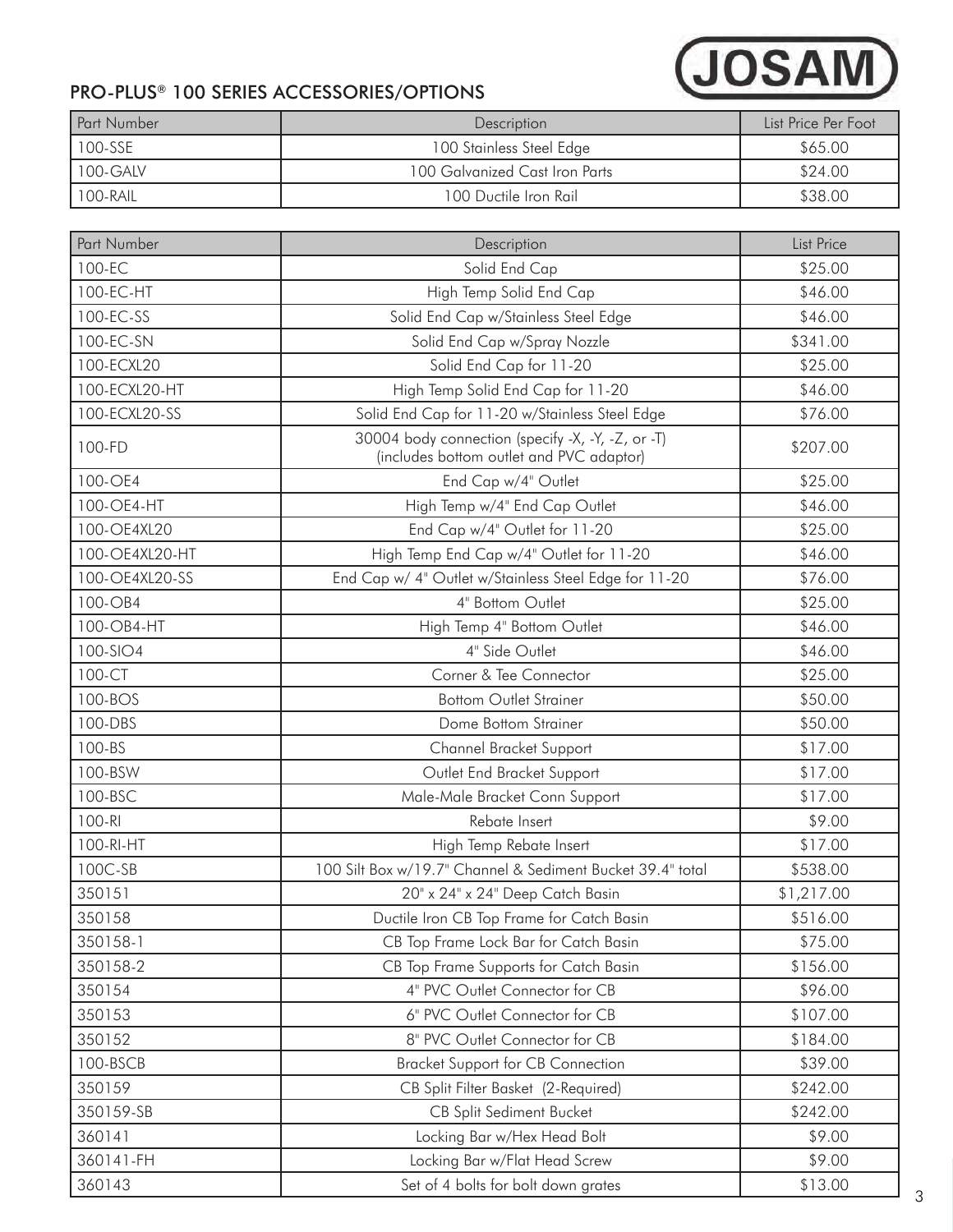## PRO-PLUS® 100 SERIES ACCESSORIES/OPTIONS

| Part Number | Description | List Price Per Foot |
|---|---|---|
| 100-SSE | 100 Stainless Steel Edge | $65.00 |
| 100-GALV | 100 Galvanized Cast Iron Parts | $24.00 |
| 100-RAIL | 100 Ductile Iron Rail | $38.00 |

| Part Number | Description | List Price |
|---|---|---|
| 100-EC | Solid End Cap | $25.00 |
| 100-EC-HT | High Temp Solid End Cap | $46.00 |
| 100-EC-SS | Solid End Cap w/Stainless Steel Edge | $46.00 |
| 100-EC-SN | Solid End Cap w/Spray Nozzle | $341.00 |
| 100-ECXL20 | Solid End Cap for 11-20 | $25.00 |
| 100-ECXL20-HT | High Temp Solid End Cap for 11-20 | $46.00 |
| 100-ECXL20-SS | Solid End Cap for 11-20 w/Stainless Steel Edge | $76.00 |
| 100-FD | 30004 body connection (specify -X, -Y, -Z, or -T) (includes bottom outlet and PVC adaptor) | $207.00 |
| 100-OE4 | End Cap w/4" Outlet | $25.00 |
| 100-OE4-HT | High Temp w/4" End Cap Outlet | $46.00 |
| 100-OE4XL20 | End Cap w/4" Outlet for 11-20 | $25.00 |
| 100-OE4XL20-HT | High Temp End Cap w/4" Outlet for 11-20 | $46.00 |
| 100-OE4XL20-SS | End Cap w/ 4" Outlet w/Stainless Steel Edge for 11-20 | $76.00 |
| 100-OB4 | 4" Bottom Outlet | $25.00 |
| 100-OB4-HT | High Temp 4" Bottom Outlet | $46.00 |
| 100-SIO4 | 4" Side Outlet | $46.00 |
| 100-CT | Corner & Tee Connector | $25.00 |
| 100-BOS | Bottom Outlet Strainer | $50.00 |
| 100-DBS | Dome Bottom Strainer | $50.00 |
| 100-BS | Channel Bracket Support | $17.00 |
| 100-BSW | Outlet End Bracket Support | $17.00 |
| 100-BSC | Male-Male Bracket Conn Support | $17.00 |
| 100-RI | Rebate Insert | $9.00 |
| 100-RI-HT | High Temp Rebate Insert | $17.00 |
| 100C-SB | 100 Silt Box w/19.7" Channel & Sediment Bucket 39.4" total | $538.00 |
| 350151 | 20" x 24" x 24" Deep Catch Basin | $1,217.00 |
| 350158 | Ductile Iron CB Top Frame for Catch Basin | $516.00 |
| 350158-1 | CB Top Frame Lock Bar for Catch Basin | $75.00 |
| 350158-2 | CB Top Frame Supports for Catch Basin | $156.00 |
| 350154 | 4" PVC Outlet Connector for CB | $96.00 |
| 350153 | 6" PVC Outlet Connector for CB | $107.00 |
| 350152 | 8" PVC Outlet Connector for CB | $184.00 |
| 100-BSCB | Bracket Support for CB Connection | $39.00 |
| 350159 | CB Split Filter Basket (2-Required) | $242.00 |
| 350159-SB | CB Split Sediment Bucket | $242.00 |
| 360141 | Locking Bar w/Hex Head Bolt | $9.00 |
| 360141-FH | Locking Bar w/Flat Head Screw | $9.00 |
| 360143 | Set of 4 bolts for bolt down grates | $13.00 |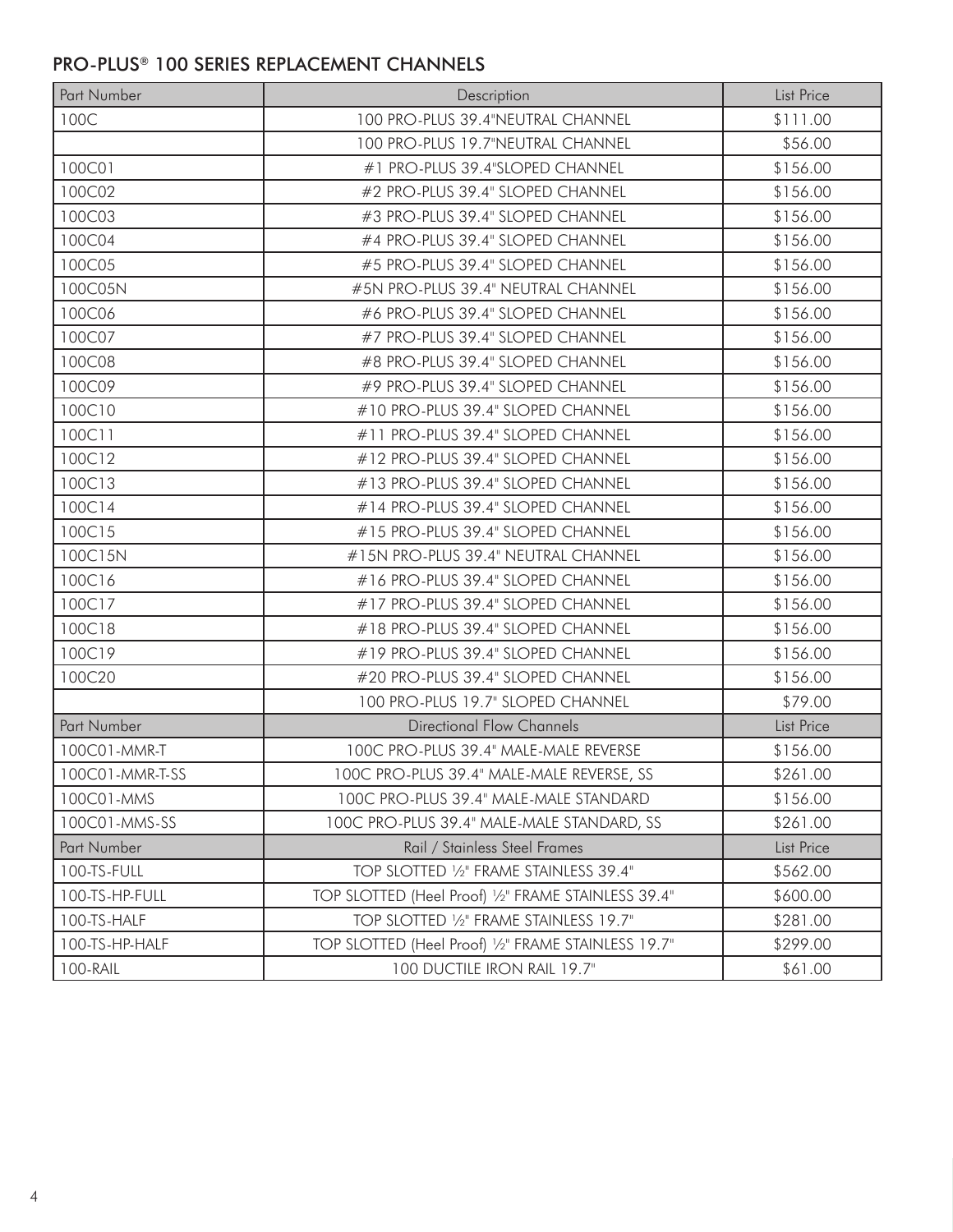## PRO-PLUS® 100 SERIES REPLACEMENT CHANNELS

| Part Number | Description | List Price |
|---|---|---|
| 100C | 100 PRO-PLUS 39.4"NEUTRAL CHANNEL | $111.00 |
| | 100 PRO-PLUS 19.7"NEUTRAL CHANNEL | $56.00 |
| 100C01 | #1 PRO-PLUS 39.4"SLOPED CHANNEL | $156.00 |
| 100C02 | #2 PRO-PLUS 39.4" SLOPED CHANNEL | $156.00 |
| 100C03 | #3 PRO-PLUS 39.4" SLOPED CHANNEL | $156.00 |
| 100C04 | #4 PRO-PLUS 39.4" SLOPED CHANNEL | $156.00 |
| 100C05 | #5 PRO-PLUS 39.4" SLOPED CHANNEL | $156.00 |
| 100C05N | #5N PRO-PLUS 39.4" NEUTRAL CHANNEL | $156.00 |
| 100C06 | #6 PRO-PLUS 39.4" SLOPED CHANNEL | $156.00 |
| 100C07 | #7 PRO-PLUS 39.4" SLOPED CHANNEL | $156.00 |
| 100C08 | #8 PRO-PLUS 39.4" SLOPED CHANNEL | $156.00 |
| 100C09 | #9 PRO-PLUS 39.4" SLOPED CHANNEL | $156.00 |
| 100C10 | #10 PRO-PLUS 39.4" SLOPED CHANNEL | $156.00 |
| 100C11 | #11 PRO-PLUS 39.4" SLOPED CHANNEL | $156.00 |
| 100C12 | #12 PRO-PLUS 39.4" SLOPED CHANNEL | $156.00 |
| 100C13 | #13 PRO-PLUS 39.4" SLOPED CHANNEL | $156.00 |
| 100C14 | #14 PRO-PLUS 39.4" SLOPED CHANNEL | $156.00 |
| 100C15 | #15 PRO-PLUS 39.4" SLOPED CHANNEL | $156.00 |
| 100C15N | #15N PRO-PLUS 39.4" NEUTRAL CHANNEL | $156.00 |
| 100C16 | #16 PRO-PLUS 39.4" SLOPED CHANNEL | $156.00 |
| 100C17 | #17 PRO-PLUS 39.4" SLOPED CHANNEL | $156.00 |
| 100C18 | #18 PRO-PLUS 39.4" SLOPED CHANNEL | $156.00 |
| 100C19 | #19 PRO-PLUS 39.4" SLOPED CHANNEL | $156.00 |
| 100C20 | #20 PRO-PLUS 39.4" SLOPED CHANNEL | $156.00 |
| | 100 PRO-PLUS 19.7" SLOPED CHANNEL | $79.00 |
| Part Number | Directional Flow Channels | List Price |
| 100C01-MMR-T | 100C PRO-PLUS 39.4" MALE-MALE REVERSE | $156.00 |
| 100C01-MMR-T-SS | 100C PRO-PLUS 39.4" MALE-MALE REVERSE, SS | $261.00 |
| 100C01-MMS | 100C PRO-PLUS 39.4" MALE-MALE STANDARD | $156.00 |
| 100C01-MMS-SS | 100C PRO-PLUS 39.4" MALE-MALE STANDARD, SS | $261.00 |
| Part Number | Rail / Stainless Steel Frames | List Price |
| 100-TS-FULL | TOP SLOTTED ½" FRAME STAINLESS 39.4" | $562.00 |
| 100-TS-HP-FULL | TOP SLOTTED (Heel Proof) ½" FRAME STAINLESS 39.4" | $600.00 |
| 100-TS-HALF | TOP SLOTTED ½" FRAME STAINLESS 19.7" | $281.00 |
| 100-TS-HP-HALF | TOP SLOTTED (Heel Proof) ½" FRAME STAINLESS 19.7" | $299.00 |
| 100-RAIL | 100 DUCTILE IRON RAIL 19.7" | $61.00 |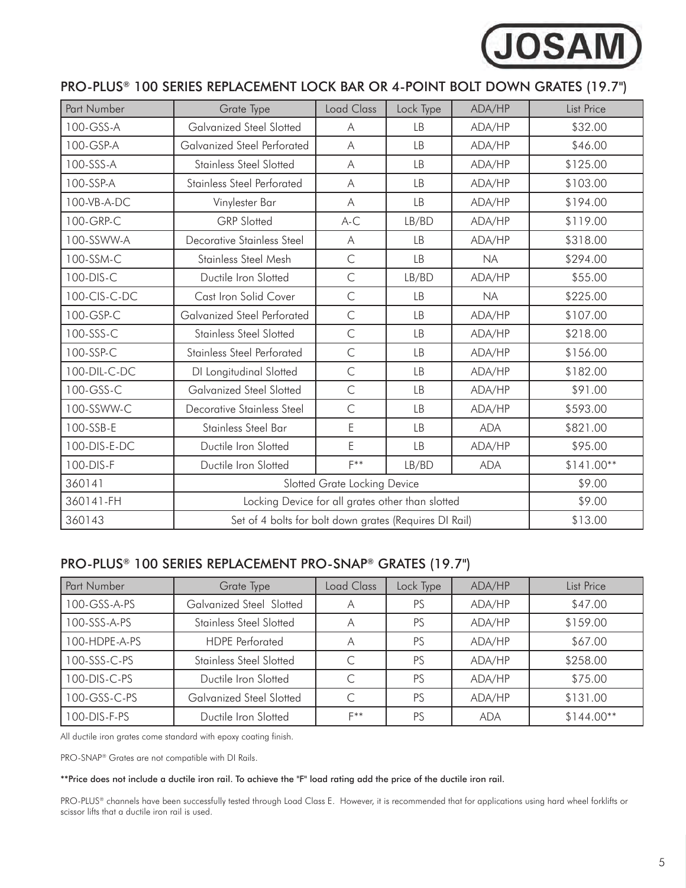## PRO-PLUS® 100 SERIES REPLACEMENT LOCK BAR OR 4-POINT BOLT DOWN GRATES (19.7")

| Part Number | Grate Type | Load Class | Lock Type | ADA/HP | List Price |
|---|---|---|---|---|---|
| 100-GSS-A | Galvanized Steel Slotted | A | LB | ADA/HP | $32.00 |
| 100-GSP-A | Galvanized Steel Perforated | A | LB | ADA/HP | $46.00 |
| 100-SSS-A | Stainless Steel Slotted | A | LB | ADA/HP | $125.00 |
| 100-SSP-A | Stainless Steel Perforated | A | LB | ADA/HP | $103.00 |
| 100-VB-A-DC | Vinylester Bar | A | LB | ADA/HP | $194.00 |
| 100-GRP-C | GRP Slotted | A-C | LB/BD | ADA/HP | $119.00 |
| 100-SSWW-A | Decorative Stainless Steel | A | LB | ADA/HP | $318.00 |
| 100-SSM-C | Stainless Steel Mesh | C | LB | NA | $294.00 |
| 100-DIS-C | Ductile Iron Slotted | C | LB/BD | ADA/HP | $55.00 |
| 100-CIS-C-DC | Cast Iron Solid Cover | C | LB | NA | $225.00 |
| 100-GSP-C | Galvanized Steel Perforated | C | LB | ADA/HP | $107.00 |
| 100-SSS-C | Stainless Steel Slotted | C | LB | ADA/HP | $218.00 |
| 100-SSP-C | Stainless Steel Perforated | C | LB | ADA/HP | $156.00 |
| 100-DIL-C-DC | DI Longitudinal Slotted | C | LB | ADA/HP | $182.00 |
| 100-GSS-C | Galvanized Steel Slotted | C | LB | ADA/HP | $91.00 |
| 100-SSWW-C | Decorative Stainless Steel | C | LB | ADA/HP | $593.00 |
| 100-SSB-E | Stainless Steel Bar | E | LB | ADA | $821.00 |
| 100-DIS-E-DC | Ductile Iron Slotted | E | LB | ADA/HP | $95.00 |
| 100-DIS-F | Ductile Iron Slotted | F** | LB/BD | ADA | $141.00** |
| 360141 | Slotted Grate Locking Device | | | | $9.00 |
| 360141-FH | Locking Device for all grates other than slotted | | | | $9.00 |
| 360143 | Set of 4 bolts for bolt down grates (Requires DI Rail) | | | | $13.00 |

## PRO-PLUS® 100 SERIES REPLACEMENT PRO-SNAP® GRATES (19.7")

| Part Number | Grate Type | Load Class | Lock Type | ADA/HP | List Price |
|---|---|---|---|---|---|
| 100-GSS-A-PS | Galvanized Steel Slotted | A | PS | ADA/HP | $47.00 |
| 100-SSS-A-PS | Stainless Steel Slotted | A | PS | ADA/HP | $159.00 |
| 100-HDPE-A-PS | HDPE Perforated | A | PS | ADA/HP | $67.00 |
| 100-SSS-C-PS | Stainless Steel Slotted | C | PS | ADA/HP | $258.00 |
| 100-DIS-C-PS | Ductile Iron Slotted | C | PS | ADA/HP | $75.00 |
| 100-GSS-C-PS | Galvanized Steel Slotted | C | PS | ADA/HP | $131.00 |
| 100-DIS-F-PS | Ductile Iron Slotted | F** | PS | ADA | $144.00** |

All ductile iron grates come standard with epoxy coating finish.

PRO-SNAP® Grates are not compatible with DI Rails.

**\*\*Price does not include a ductile iron rail. To achieve the "F" load rating add the price of the ductile iron rail.**

PRO-PLUS® channels have been successfully tested through Load Class E. However, it is recommended that for applications using hard wheel forklifts or scissor lifts that a ductile iron rail is used.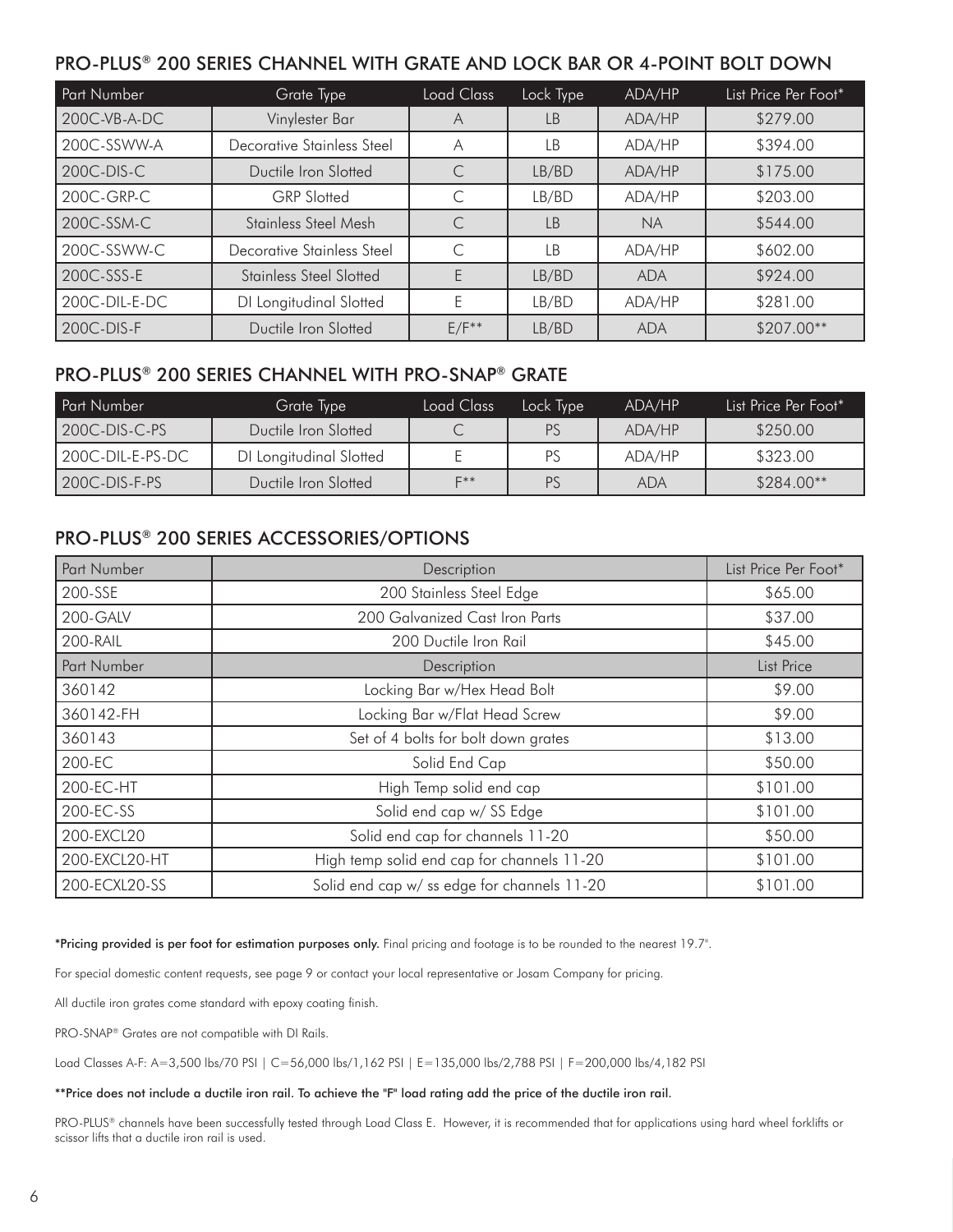## PRO-PLUS® 200 SERIES CHANNEL WITH GRATE AND LOCK BAR OR 4-POINT BOLT DOWN

| Part Number | Grate Type | Load Class | Lock Type | ADA/HP | List Price Per Foot* |
|---|---|---|---|---|---|
| 200C-VB-A-DC | Vinylester Bar | A | LB | ADA/HP | $279.00 |
| 200C-SSWW-A | Decorative Stainless Steel | A | LB | ADA/HP | $394.00 |
| 200C-DIS-C | Ductile Iron Slotted | C | LB/BD | ADA/HP | $175.00 |
| 200C-GRP-C | GRP Slotted | C | LB/BD | ADA/HP | $203.00 |
| 200C-SSM-C | Stainless Steel Mesh | C | LB | NA | $544.00 |
| 200C-SSWW-C | Decorative Stainless Steel | C | LB | ADA/HP | $602.00 |
| 200C-SSS-E | Stainless Steel Slotted | E | LB/BD | ADA | $924.00 |
| 200C-DIL-E-DC | DI Longitudinal Slotted | E | LB/BD | ADA/HP | $281.00 |
| 200C-DIS-F | Ductile Iron Slotted | E/F** | LB/BD | ADA | $207.00** |

## PRO-PLUS® 200 SERIES CHANNEL WITH PRO-SNAP® GRATE

| Part Number | Grate Type | Load Class | Lock Type | ADA/HP | List Price Per Foot* |
|---|---|---|---|---|---|
| 200C-DIS-C-PS | Ductile Iron Slotted | C | PS | ADA/HP | $250.00 |
| 200C-DIL-E-PS-DC | DI Longitudinal Slotted | E | PS | ADA/HP | $323.00 |
| 200C-DIS-F-PS | Ductile Iron Slotted | F** | PS | ADA | $284.00** |

## PRO-PLUS® 200 SERIES ACCESSORIES/OPTIONS

| Part Number | Description | List Price Per Foot* |
|---|---|---|
| 200-SSE | 200 Stainless Steel Edge | $65.00 |
| 200-GALV | 200 Galvanized Cast Iron Parts | $37.00 |
| 200-RAIL | 200 Ductile Iron Rail | $45.00 |
| **Part Number** | **Description** | **List Price** |
| 360142 | Locking Bar w/Hex Head Bolt | $9.00 |
| 360142-FH | Locking Bar w/Flat Head Screw | $9.00 |
| 360143 | Set of 4 bolts for bolt down grates | $13.00 |
| 200-EC | Solid End Cap | $50.00 |
| 200-EC-HT | High Temp solid end cap | $101.00 |
| 200-EC-SS | Solid end cap w/ SS Edge | $101.00 |
| 200-EXCL20 | Solid end cap for channels 11-20 | $50.00 |
| 200-EXCL20-HT | High temp solid end cap for channels 11-20 | $101.00 |
| 200-ECXL20-SS | Solid end cap w/ ss edge for channels 11-20 | $101.00 |

**\*Pricing provided is per foot for estimation purposes only.** Final pricing and footage is to be rounded to the nearest 19.7".

For special domestic content requests, see page 9 or contact your local representative or Josam Company for pricing.

All ductile iron grates come standard with epoxy coating finish.

PRO-SNAP® Grates are not compatible with DI Rails.

Load Classes A-F: A=3,500 lbs/70 PSI | C=56,000 lbs/1,162 PSI | E=135,000 lbs/2,788 PSI | F=200,000 lbs/4,182 PSI

**\*\*Price does not include a ductile iron rail. To achieve the "F" load rating add the price of the ductile iron rail.**

PRO-PLUS® channels have been successfully tested through Load Class E. However, it is recommended that for applications using hard wheel forklifts or scissor lifts that a ductile iron rail is used.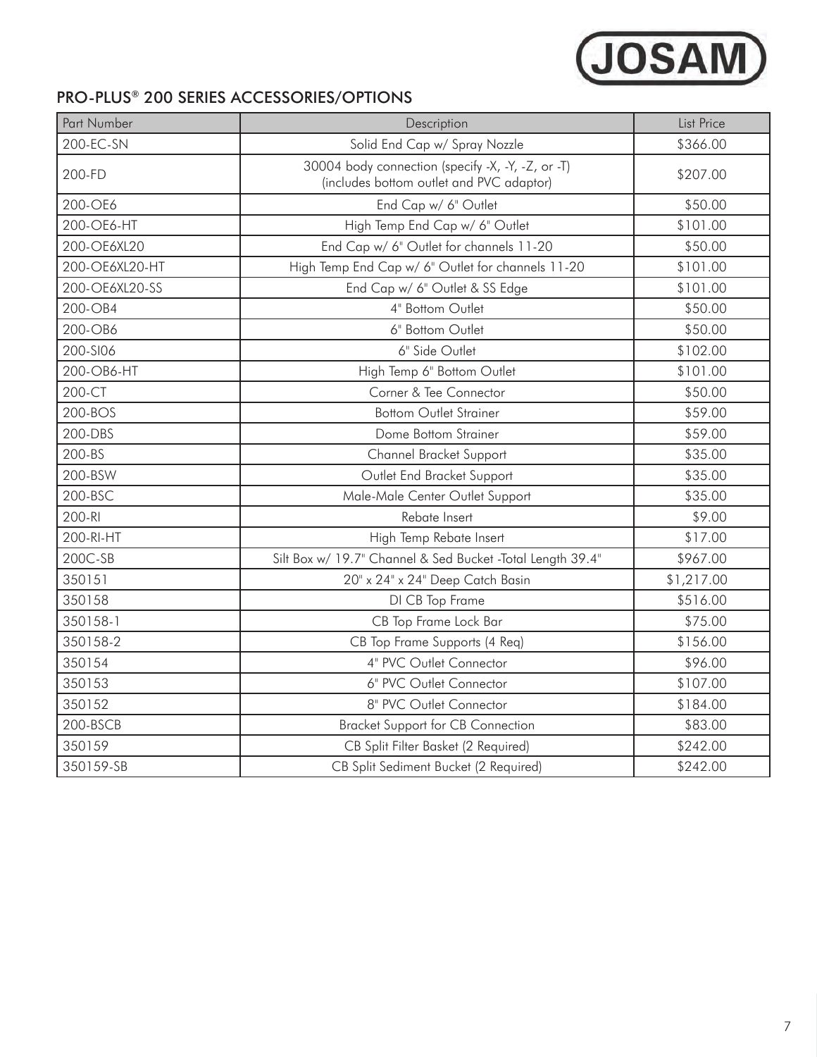## PRO-PLUS® 200 SERIES ACCESSORIES/OPTIONS

| Part Number | Description | List Price |
|---|---|---|
| 200-EC-SN | Solid End Cap w/ Spray Nozzle | $366.00 |
| 200-FD | 30004 body connection (specify -X, -Y, -Z, or -T) (includes bottom outlet and PVC adaptor) | $207.00 |
| 200-OE6 | End Cap w/ 6" Outlet | $50.00 |
| 200-OE6-HT | High Temp End Cap w/ 6" Outlet | $101.00 |
| 200-OE6XL20 | End Cap w/ 6" Outlet for channels 11-20 | $50.00 |
| 200-OE6XL20-HT | High Temp End Cap w/ 6" Outlet for channels 11-20 | $101.00 |
| 200-OE6XL20-SS | End Cap w/ 6" Outlet & SS Edge | $101.00 |
| 200-OB4 | 4" Bottom Outlet | $50.00 |
| 200-OB6 | 6" Bottom Outlet | $50.00 |
| 200-SI06 | 6" Side Outlet | $102.00 |
| 200-OB6-HT | High Temp 6" Bottom Outlet | $101.00 |
| 200-CT | Corner & Tee Connector | $50.00 |
| 200-BOS | Bottom Outlet Strainer | $59.00 |
| 200-DBS | Dome Bottom Strainer | $59.00 |
| 200-BS | Channel Bracket Support | $35.00 |
| 200-BSW | Outlet End Bracket Support | $35.00 |
| 200-BSC | Male-Male Center Outlet Support | $35.00 |
| 200-RI | Rebate Insert | $9.00 |
| 200-RI-HT | High Temp Rebate Insert | $17.00 |
| 200C-SB | Silt Box w/ 19.7" Channel & Sed Bucket -Total Length 39.4" | $967.00 |
| 350151 | 20" x 24" x 24" Deep Catch Basin | $1,217.00 |
| 350158 | DI CB Top Frame | $516.00 |
| 350158-1 | CB Top Frame Lock Bar | $75.00 |
| 350158-2 | CB Top Frame Supports (4 Req) | $156.00 |
| 350154 | 4" PVC Outlet Connector | $96.00 |
| 350153 | 6" PVC Outlet Connector | $107.00 |
| 350152 | 8" PVC Outlet Connector | $184.00 |
| 200-BSCB | Bracket Support for CB Connection | $83.00 |
| 350159 | CB Split Filter Basket (2 Required) | $242.00 |
| 350159-SB | CB Split Sediment Bucket (2 Required) | $242.00 |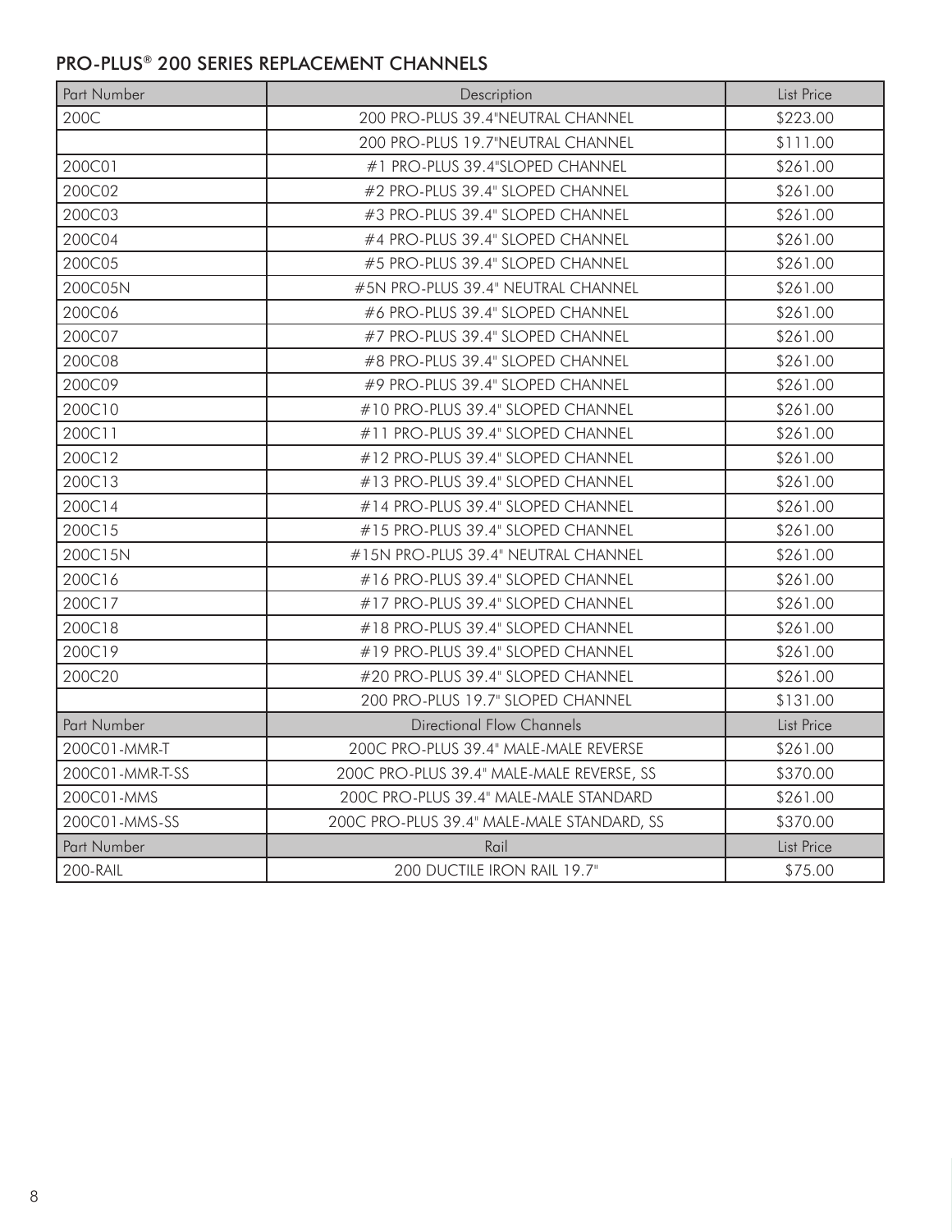## PRO-PLUS® 200 SERIES REPLACEMENT CHANNELS

| Part Number | Description | List Price |
|---|---|---|
| 200C | 200 PRO-PLUS 39.4"NEUTRAL CHANNEL | $223.00 |
| | 200 PRO-PLUS 19.7"NEUTRAL CHANNEL | $111.00 |
| 200C01 | #1 PRO-PLUS 39.4"SLOPED CHANNEL | $261.00 |
| 200C02 | #2 PRO-PLUS 39.4" SLOPED CHANNEL | $261.00 |
| 200C03 | #3 PRO-PLUS 39.4" SLOPED CHANNEL | $261.00 |
| 200C04 | #4 PRO-PLUS 39.4" SLOPED CHANNEL | $261.00 |
| 200C05 | #5 PRO-PLUS 39.4" SLOPED CHANNEL | $261.00 |
| 200C05N | #5N PRO-PLUS 39.4" NEUTRAL CHANNEL | $261.00 |
| 200C06 | #6 PRO-PLUS 39.4" SLOPED CHANNEL | $261.00 |
| 200C07 | #7 PRO-PLUS 39.4" SLOPED CHANNEL | $261.00 |
| 200C08 | #8 PRO-PLUS 39.4" SLOPED CHANNEL | $261.00 |
| 200C09 | #9 PRO-PLUS 39.4" SLOPED CHANNEL | $261.00 |
| 200C10 | #10 PRO-PLUS 39.4" SLOPED CHANNEL | $261.00 |
| 200C11 | #11 PRO-PLUS 39.4" SLOPED CHANNEL | $261.00 |
| 200C12 | #12 PRO-PLUS 39.4" SLOPED CHANNEL | $261.00 |
| 200C13 | #13 PRO-PLUS 39.4" SLOPED CHANNEL | $261.00 |
| 200C14 | #14 PRO-PLUS 39.4" SLOPED CHANNEL | $261.00 |
| 200C15 | #15 PRO-PLUS 39.4" SLOPED CHANNEL | $261.00 |
| 200C15N | #15N PRO-PLUS 39.4" NEUTRAL CHANNEL | $261.00 |
| 200C16 | #16 PRO-PLUS 39.4" SLOPED CHANNEL | $261.00 |
| 200C17 | #17 PRO-PLUS 39.4" SLOPED CHANNEL | $261.00 |
| 200C18 | #18 PRO-PLUS 39.4" SLOPED CHANNEL | $261.00 |
| 200C19 | #19 PRO-PLUS 39.4" SLOPED CHANNEL | $261.00 |
| 200C20 | #20 PRO-PLUS 39.4" SLOPED CHANNEL | $261.00 |
| | 200 PRO-PLUS 19.7" SLOPED CHANNEL | $131.00 |
| Part Number | Directional Flow Channels | List Price |
| 200C01-MMR-T | 200C PRO-PLUS 39.4" MALE-MALE REVERSE | $261.00 |
| 200C01-MMR-T-SS | 200C PRO-PLUS 39.4" MALE-MALE REVERSE, SS | $370.00 |
| 200C01-MMS | 200C PRO-PLUS 39.4" MALE-MALE STANDARD | $261.00 |
| 200C01-MMS-SS | 200C PRO-PLUS 39.4" MALE-MALE STANDARD, SS | $370.00 |
| Part Number | Rail | List Price |
| 200-RAIL | 200 DUCTILE IRON RAIL 19.7" | $75.00 |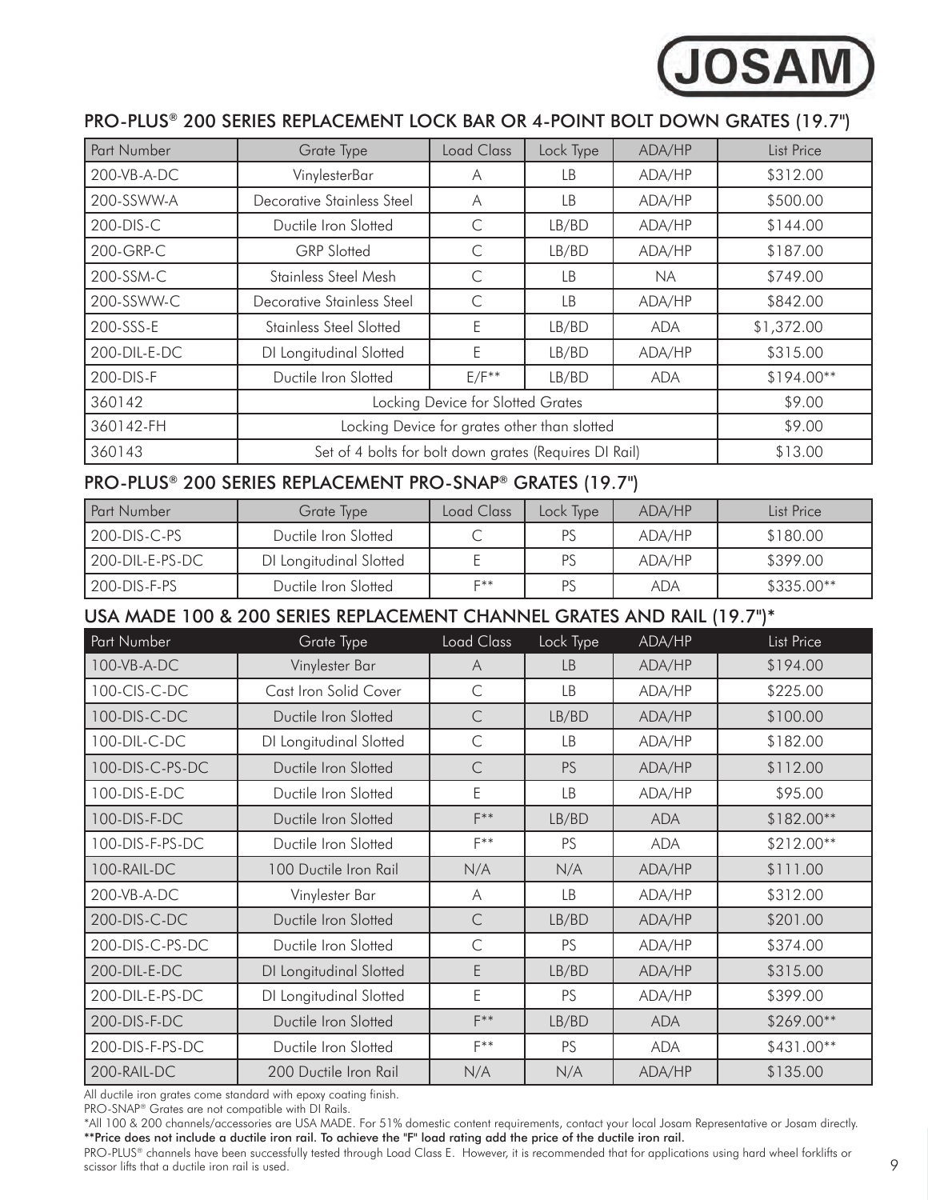## PRO-PLUS® 200 SERIES REPLACEMENT LOCK BAR OR 4-POINT BOLT DOWN GRATES (19.7")

| Part Number | Grate Type | Load Class | Lock Type | ADA/HP | List Price |
|---|---|---|---|---|---|
| 200-VB-A-DC | VinylesterBar | A | LB | ADA/HP | $312.00 |
| 200-SSWW-A | Decorative Stainless Steel | A | LB | ADA/HP | $500.00 |
| 200-DIS-C | Ductile Iron Slotted | C | LB/BD | ADA/HP | $144.00 |
| 200-GRP-C | GRP Slotted | C | LB/BD | ADA/HP | $187.00 |
| 200-SSM-C | Stainless Steel Mesh | C | LB | NA | $749.00 |
| 200-SSWW-C | Decorative Stainless Steel | C | LB | ADA/HP | $842.00 |
| 200-SSS-E | Stainless Steel Slotted | E | LB/BD | ADA | $1,372.00 |
| 200-DIL-E-DC | DI Longitudinal Slotted | E | LB/BD | ADA/HP | $315.00 |
| 200-DIS-F | Ductile Iron Slotted | E/F** | LB/BD | ADA | $194.00** |
| 360142 | Locking Device for Slotted Grates | | | | $9.00 |
| 360142-FH | Locking Device for grates other than slotted | | | | $9.00 |
| 360143 | Set of 4 bolts for bolt down grates (Requires DI Rail) | | | | $13.00 |

## PRO-PLUS® 200 SERIES REPLACEMENT PRO-SNAP® GRATES (19.7")

| Part Number | Grate Type | Load Class | Lock Type | ADA/HP | List Price |
|---|---|---|---|---|---|
| 200-DIS-C-PS | Ductile Iron Slotted | C | PS | ADA/HP | $180.00 |
| 200-DIL-E-PS-DC | DI Longitudinal Slotted | E | PS | ADA/HP | $399.00 |
| 200-DIS-F-PS | Ductile Iron Slotted | F** | PS | ADA | $335.00** |

## USA MADE 100 & 200 SERIES REPLACEMENT CHANNEL GRATES AND RAIL (19.7")*

| Part Number | Grate Type | Load Class | Lock Type | ADA/HP | List Price |
|---|---|---|---|---|---|
| 100-VB-A-DC | Vinylester Bar | A | LB | ADA/HP | $194.00 |
| 100-CIS-C-DC | Cast Iron Solid Cover | C | LB | ADA/HP | $225.00 |
| 100-DIS-C-DC | Ductile Iron Slotted | C | LB/BD | ADA/HP | $100.00 |
| 100-DIL-C-DC | DI Longitudinal Slotted | C | LB | ADA/HP | $182.00 |
| 100-DIS-C-PS-DC | Ductile Iron Slotted | C | PS | ADA/HP | $112.00 |
| 100-DIS-E-DC | Ductile Iron Slotted | E | LB | ADA/HP | $95.00 |
| 100-DIS-F-DC | Ductile Iron Slotted | F** | LB/BD | ADA | $182.00** |
| 100-DIS-F-PS-DC | Ductile Iron Slotted | F** | PS | ADA | $212.00** |
| 100-RAIL-DC | 100 Ductile Iron Rail | N/A | N/A | ADA/HP | $111.00 |
| 200-VB-A-DC | Vinylester Bar | A | LB | ADA/HP | $312.00 |
| 200-DIS-C-DC | Ductile Iron Slotted | C | LB/BD | ADA/HP | $201.00 |
| 200-DIS-C-PS-DC | Ductile Iron Slotted | C | PS | ADA/HP | $374.00 |
| 200-DIL-E-DC | DI Longitudinal Slotted | E | LB/BD | ADA/HP | $315.00 |
| 200-DIL-E-PS-DC | DI Longitudinal Slotted | E | PS | ADA/HP | $399.00 |
| 200-DIS-F-DC | Ductile Iron Slotted | F** | LB/BD | ADA | $269.00** |
| 200-DIS-F-PS-DC | Ductile Iron Slotted | F** | PS | ADA | $431.00** |
| 200-RAIL-DC | 200 Ductile Iron Rail | N/A | N/A | ADA/HP | $135.00 |

All ductile iron grates come standard with epoxy coating finish.

PRO-SNAP® Grates are not compatible with DI Rails.

*All 100 & 200 channels/accessories are USA MADE. For 51% domestic content requirements, contact your local Josam Representative or Josam directly.

**\*\*Price does not include a ductile iron rail. To achieve the "F" load rating add the price of the ductile iron rail.**

PRO-PLUS® channels have been successfully tested through Load Class E. However, it is recommended that for applications using hard wheel forklifts or scissor lifts that a ductile iron rail is used.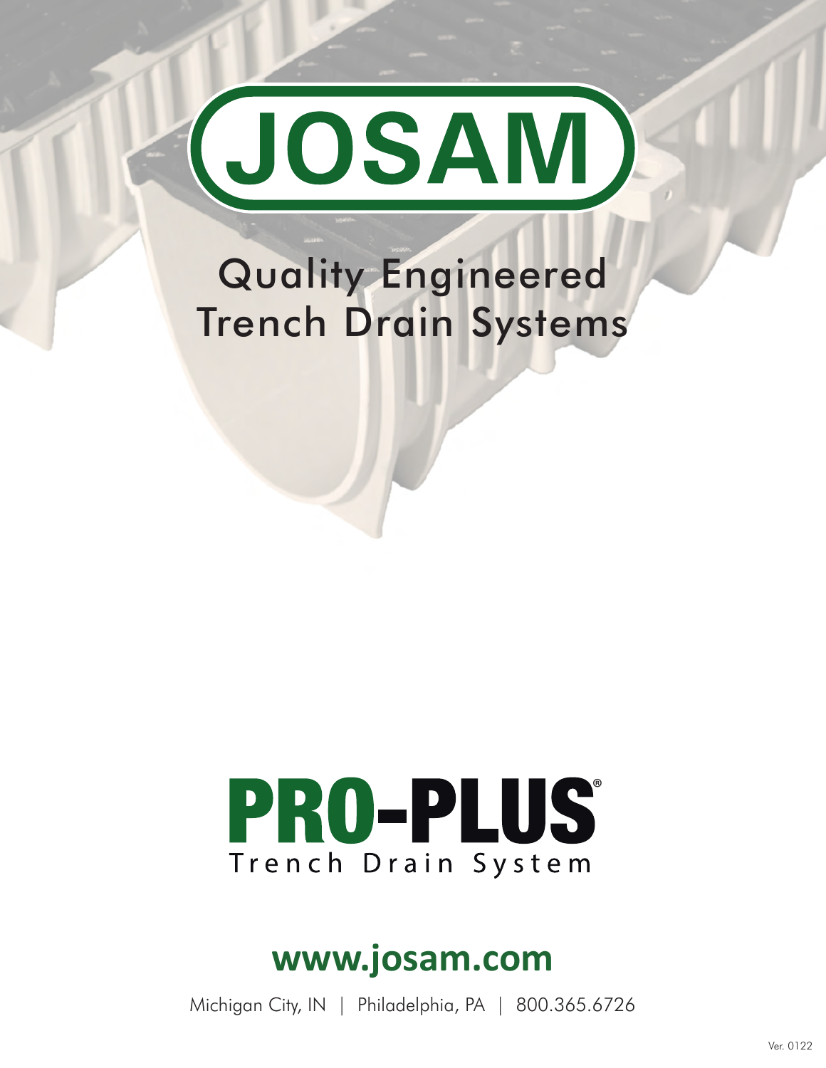# JOSAM

Quality Engineered
Trench Drain Systems

**PRO-PLUS®**
Trench Drain System

**www.josam.com**

Michigan City, IN | Philadelphia, PA | 800.365.6726

Ver. 0122